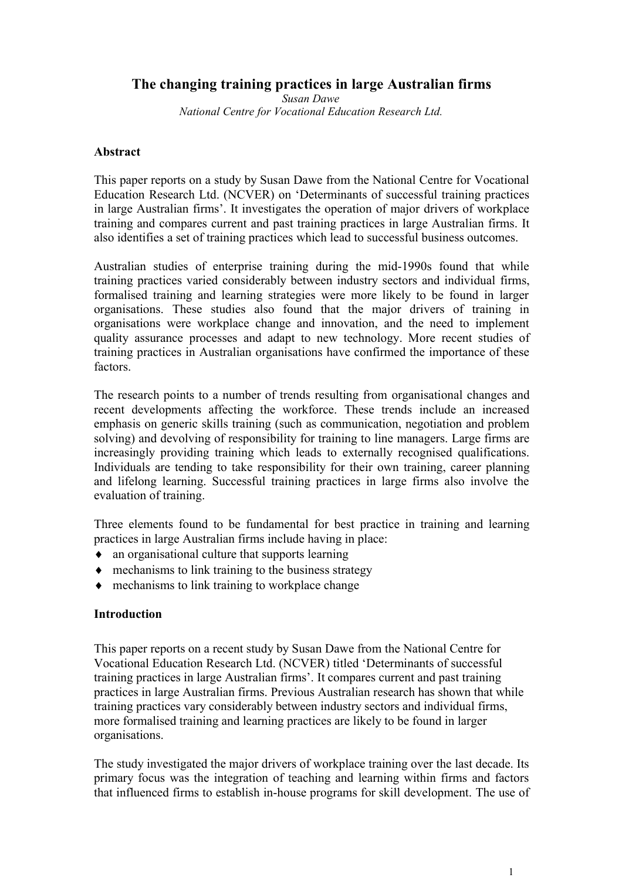# The changing training practices in large Australian firms

*Susan Dawe*

*National Centre for Vocational Education Research Ltd.*

## Abstract

This paper reports on a study by Susan Dawe from the National Centre for Vocational Education Research Ltd. (NCVER) on 'Determinants of successful training practices in large Australian firms'. It investigates the operation of major drivers of workplace training and compares current and past training practices in large Australian firms. It also identifies a set of training practices which lead to successful business outcomes.

Australian studies of enterprise training during the mid-1990s found that while training practices varied considerably between industry sectors and individual firms, formalised training and learning strategies were more likely to be found in larger organisations. These studies also found that the major drivers of training in organisations were workplace change and innovation, and the need to implement quality assurance processes and adapt to new technology. More recent studies of training practices in Australian organisations have confirmed the importance of these factors.

The research points to a number of trends resulting from organisational changes and recent developments affecting the workforce. These trends include an increased emphasis on generic skills training (such as communication, negotiation and problem solving) and devolving of responsibility for training to line managers. Large firms are increasingly providing training which leads to externally recognised qualifications. Individuals are tending to take responsibility for their own training, career planning and lifelong learning. Successful training practices in large firms also involve the evaluation of training.

Three elements found to be fundamental for best practice in training and learning practices in large Australian firms include having in place:

- an organisational culture that supports learning
- mechanisms to link training to the business strategy
- mechanisms to link training to workplace change

## Introduction

This paper reports on a recent study by Susan Dawe from the National Centre for Vocational Education Research Ltd. (NCVER) titled 'Determinants of successful training practices in large Australian firms'. It compares current and past training practices in large Australian firms. Previous Australian research has shown that while training practices vary considerably between industry sectors and individual firms, more formalised training and learning practices are likely to be found in larger organisations.

The study investigated the major drivers of workplace training over the last decade. Its primary focus was the integration of teaching and learning within firms and factors that influenced firms to establish in-house programs for skill development. The use of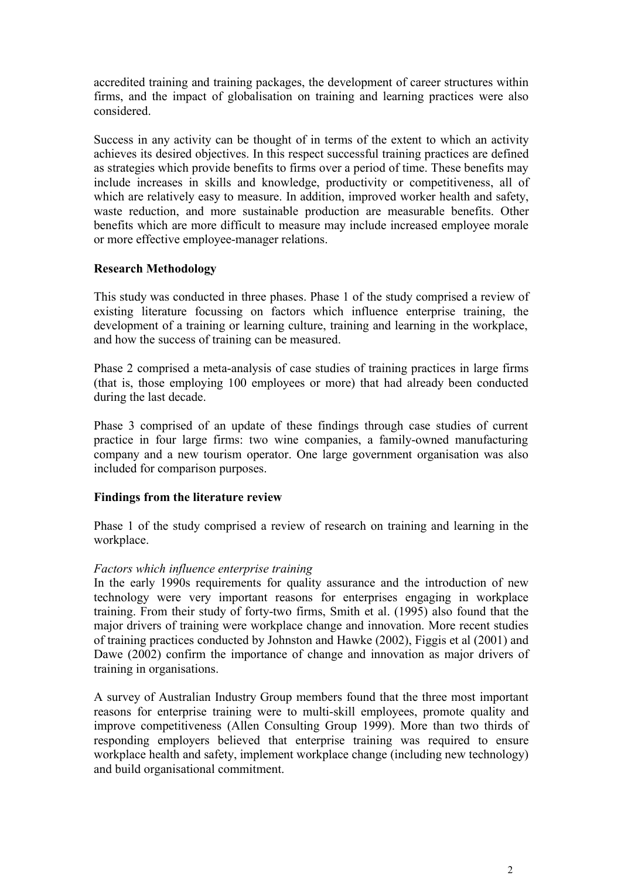accredited training and training packages, the development of career structures within firms, and the impact of globalisation on training and learning practices were also considered.

Success in any activity can be thought of in terms of the extent to which an activity achieves its desired objectives. In this respect successful training practices are defined as strategies which provide benefits to firms over a period of time. These benefits may include increases in skills and knowledge, productivity or competitiveness, all of which are relatively easy to measure. In addition, improved worker health and safety, waste reduction, and more sustainable production are measurable benefits. Other benefits which are more difficult to measure may include increased employee morale or more effective employee-manager relations.

## Research Methodology

This study was conducted in three phases. Phase 1 of the study comprised a review of existing literature focussing on factors which influence enterprise training, the development of a training or learning culture, training and learning in the workplace, and how the success of training can be measured.

Phase 2 comprised a meta-analysis of case studies of training practices in large firms (that is, those employing 100 employees or more) that had already been conducted during the last decade.

Phase 3 comprised of an update of these findings through case studies of current practice in four large firms: two wine companies, a family-owned manufacturing company and a new tourism operator. One large government organisation was also included for comparison purposes.

## Findings from the literature review

Phase 1 of the study comprised a review of research on training and learning in the workplace.

### *Factors which influence enterprise training*

In the early 1990s requirements for quality assurance and the introduction of new technology were very important reasons for enterprises engaging in workplace training. From their study of forty-two firms, Smith et al. (1995) also found that the major drivers of training were workplace change and innovation. More recent studies of training practices conducted by Johnston and Hawke (2002), Figgis et al (2001) and Dawe (2002) confirm the importance of change and innovation as major drivers of training in organisations.

A survey of Australian Industry Group members found that the three most important reasons for enterprise training were to multi-skill employees, promote quality and improve competitiveness (Allen Consulting Group 1999). More than two thirds of responding employers believed that enterprise training was required to ensure workplace health and safety, implement workplace change (including new technology) and build organisational commitment.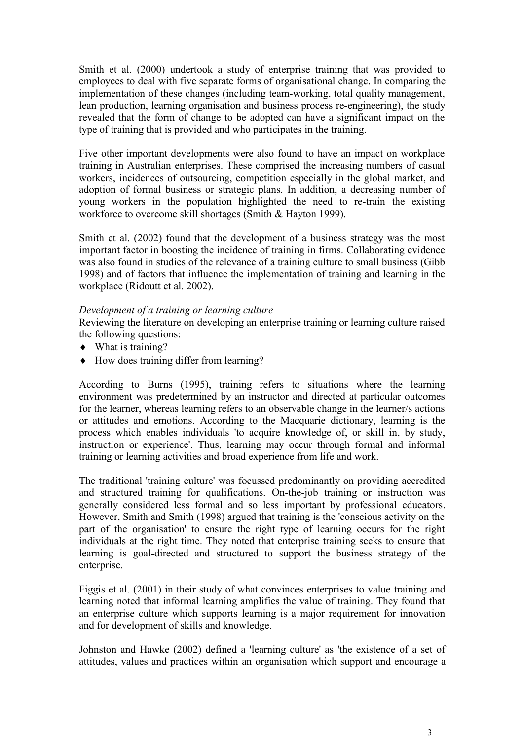Smith et al. (2000) undertook a study of enterprise training that was provided to employees to deal with five separate forms of organisational change. In comparing the implementation of these changes (including team-working, total quality management, lean production, learning organisation and business process re-engineering), the study revealed that the form of change to be adopted can have a significant impact on the type of training that is provided and who participates in the training.

Five other important developments were also found to have an impact on workplace training in Australian enterprises. These comprised the increasing numbers of casual workers, incidences of outsourcing, competition especially in the global market, and adoption of formal business or strategic plans. In addition, a decreasing number of young workers in the population highlighted the need to re-train the existing workforce to overcome skill shortages (Smith & Hayton 1999).

Smith et al. (2002) found that the development of a business strategy was the most important factor in boosting the incidence of training in firms. Collaborating evidence was also found in studies of the relevance of a training culture to small business (Gibb 1998) and of factors that influence the implementation of training and learning in the workplace (Ridoutt et al. 2002).

*Development of a training or learning culture*

Reviewing the literature on developing an enterprise training or learning culture raised the following questions:

- What is training?
- How does training differ from learning?

According to Burns (1995), training refers to situations where the learning environment was predetermined by an instructor and directed at particular outcomes for the learner, whereas learning refers to an observable change in the learner/s actions or attitudes and emotions. According to the Macquarie dictionary, learning is the process which enables individuals 'to acquire knowledge of, or skill in, by study, instruction or experience'. Thus, learning may occur through formal and informal training or learning activities and broad experience from life and work.

The traditional 'training culture' was focussed predominantly on providing accredited and structured training for qualifications. On-the-job training or instruction was generally considered less formal and so less important by professional educators. However, Smith and Smith (1998) argued that training is the 'conscious activity on the part of the organisation' to ensure the right type of learning occurs for the right individuals at the right time. They noted that enterprise training seeks to ensure that learning is goal-directed and structured to support the business strategy of the enterprise.

Figgis et al. (2001) in their study of what convinces enterprises to value training and learning noted that informal learning amplifies the value of training. They found that an enterprise culture which supports learning is a major requirement for innovation and for development of skills and knowledge.

Johnston and Hawke (2002) defined a 'learning culture' as 'the existence of a set of attitudes, values and practices within an organisation which support and encourage a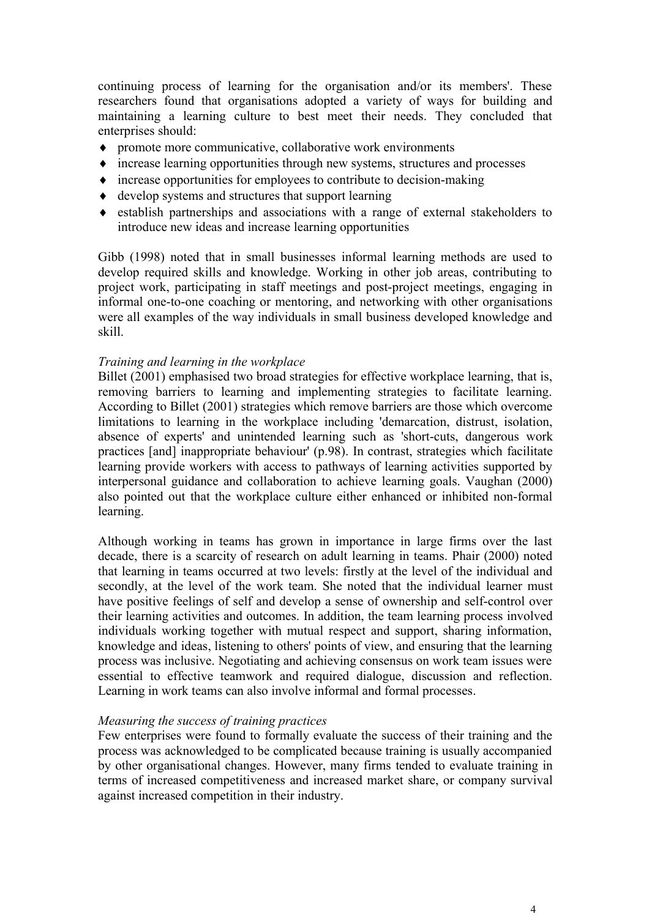continuing process of learning for the organisation and/or its members'. These researchers found that organisations adopted a variety of ways for building and maintaining a learning culture to best meet their needs. They concluded that enterprises should:

- promote more communicative, collaborative work environments
- increase learning opportunities through new systems, structures and processes
- increase opportunities for employees to contribute to decision-making
- develop systems and structures that support learning
- establish partnerships and associations with a range of external stakeholders to introduce new ideas and increase learning opportunities

Gibb (1998) noted that in small businesses informal learning methods are used to develop required skills and knowledge. Working in other job areas, contributing to project work, participating in staff meetings and post-project meetings, engaging in informal one-to-one coaching or mentoring, and networking with other organisations were all examples of the way individuals in small business developed knowledge and skill.

*Training and learning in the workplace*

Billet (2001) emphasised two broad strategies for effective workplace learning, that is, removing barriers to learning and implementing strategies to facilitate learning. According to Billet (2001) strategies which remove barriers are those which overcome limitations to learning in the workplace including 'demarcation, distrust, isolation, absence of experts' and unintended learning such as 'short-cuts, dangerous work practices [and] inappropriate behaviour' (p.98). In contrast, strategies which facilitate learning provide workers with access to pathways of learning activities supported by interpersonal guidance and collaboration to achieve learning goals. Vaughan (2000) also pointed out that the workplace culture either enhanced or inhibited non-formal learning.

Although working in teams has grown in importance in large firms over the last decade, there is a scarcity of research on adult learning in teams. Phair (2000) noted that learning in teams occurred at two levels: firstly at the level of the individual and secondly, at the level of the work team. She noted that the individual learner must have positive feelings of self and develop a sense of ownership and self-control over their learning activities and outcomes. In addition, the team learning process involved individuals working together with mutual respect and support, sharing information, knowledge and ideas, listening to others' points of view, and ensuring that the learning process was inclusive. Negotiating and achieving consensus on work team issues were essential to effective teamwork and required dialogue, discussion and reflection. Learning in work teams can also involve informal and formal processes.

*Measuring the success of training practices*

Few enterprises were found to formally evaluate the success of their training and the process was acknowledged to be complicated because training is usually accompanied by other organisational changes. However, many firms tended to evaluate training in terms of increased competitiveness and increased market share, or company survival against increased competition in their industry.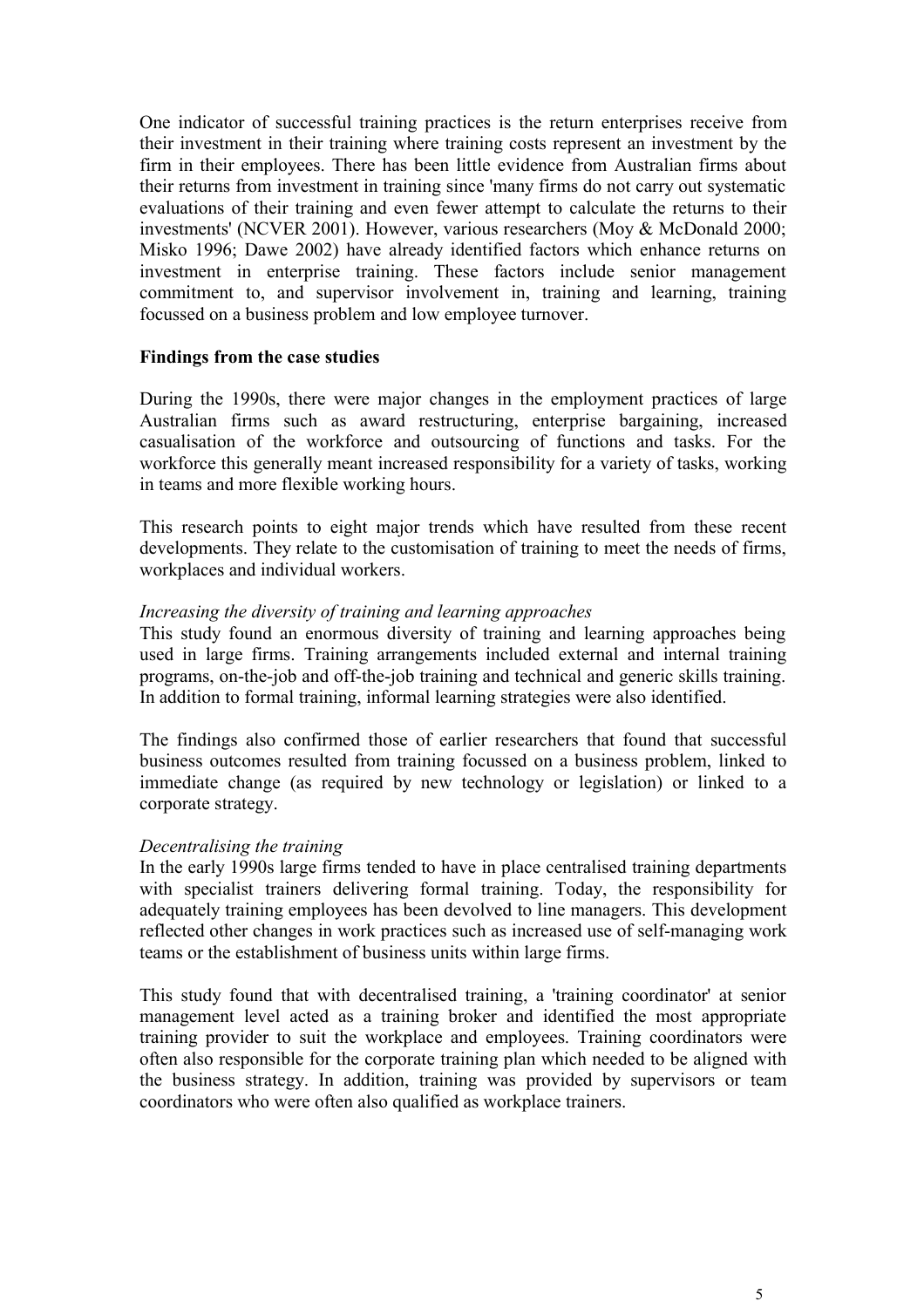One indicator of successful training practices is the return enterprises receive from their investment in their training where training costs represent an investment by the firm in their employees. There has been little evidence from Australian firms about their returns from investment in training since 'many firms do not carry out systematic evaluations of their training and even fewer attempt to calculate the returns to their investments' (NCVER 2001). However, various researchers (Moy & McDonald 2000; Misko 1996; Dawe 2002) have already identified factors which enhance returns on investment in enterprise training. These factors include senior management commitment to, and supervisor involvement in, training and learning, training focussed on a business problem and low employee turnover.

**Findings from the case studies**

During the 1990s, there were major changes in the employment practices of large Australian firms such as award restructuring, enterprise bargaining, increased casualisation of the workforce and outsourcing of functions and tasks. For the workforce this generally meant increased responsibility for a variety of tasks, working in teams and more flexible working hours.

This research points to eight major trends which have resulted from these recent developments. They relate to the customisation of training to meet the needs of firms, workplaces and individual workers.

*Increasing the diversity of training and learning approaches*

This study found an enormous diversity of training and learning approaches being used in large firms. Training arrangements included external and internal training programs, on-the-job and off-the-job training and technical and generic skills training. In addition to formal training, informal learning strategies were also identified.

The findings also confirmed those of earlier researchers that found that successful business outcomes resulted from training focussed on a business problem, linked to immediate change (as required by new technology or legislation) or linked to a corporate strategy.

*Decentralising the training*

In the early 1990s large firms tended to have in place centralised training departments with specialist trainers delivering formal training. Today, the responsibility for adequately training employees has been devolved to line managers. This development reflected other changes in work practices such as increased use of self-managing work teams or the establishment of business units within large firms.

This study found that with decentralised training, a 'training coordinator' at senior management level acted as a training broker and identified the most appropriate training provider to suit the workplace and employees. Training coordinators were often also responsible for the corporate training plan which needed to be aligned with the business strategy. In addition, training was provided by supervisors or team coordinators who were often also qualified as workplace trainers.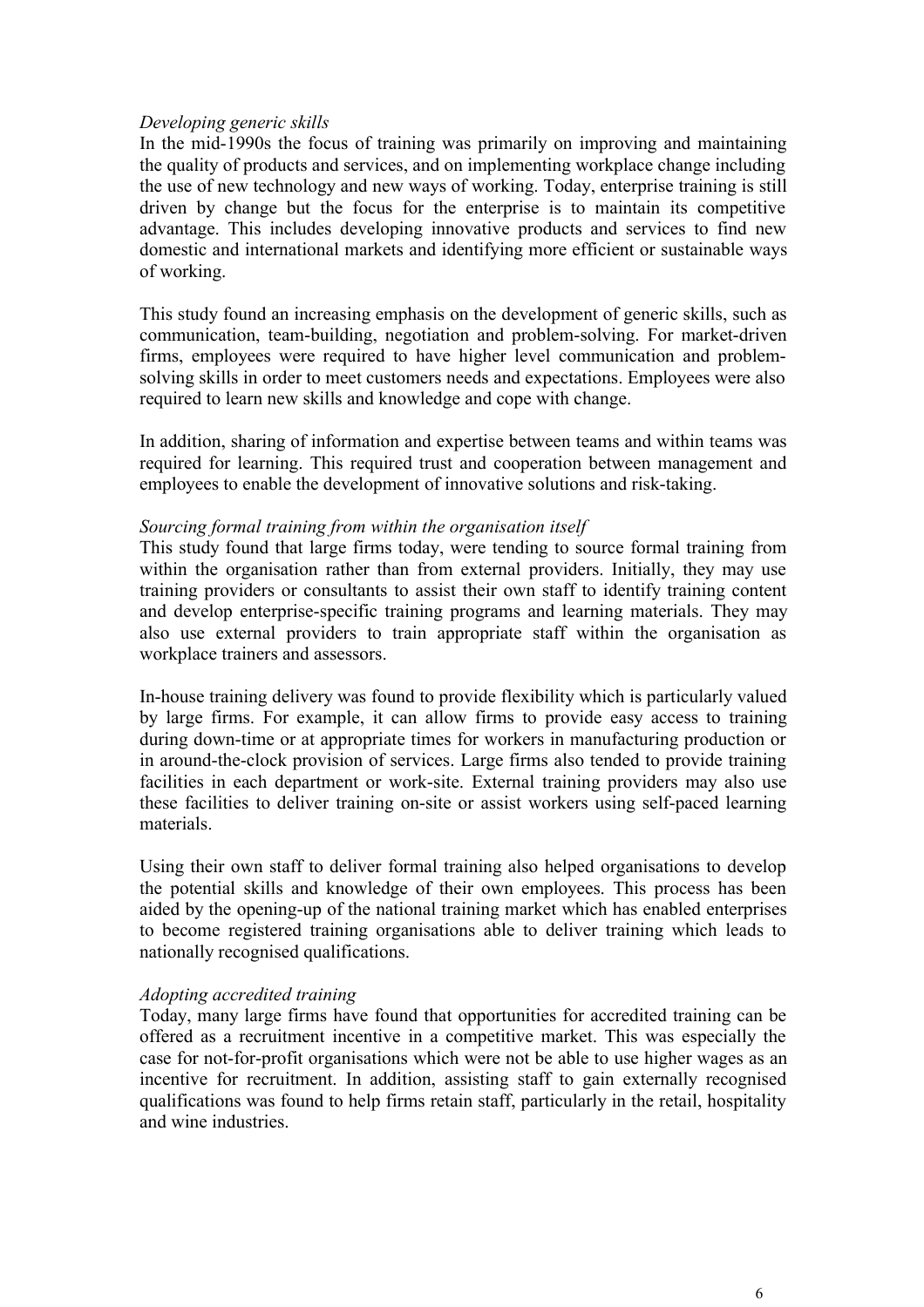*Developing generic skills*

In the mid-1990s the focus of training was primarily on improving and maintaining the quality of products and services, and on implementing workplace change including the use of new technology and new ways of working. Today, enterprise training is still driven by change but the focus for the enterprise is to maintain its competitive advantage. This includes developing innovative products and services to find new domestic and international markets and identifying more efficient or sustainable ways of working.

This study found an increasing emphasis on the development of generic skills, such as communication, team-building, negotiation and problem-solving. For market-driven firms, employees were required to have higher level communication and problem-solving skills in order to meet customers needs and expectations. Employees were also required to learn new skills and knowledge and cope with change.

In addition, sharing of information and expertise between teams and within teams was required for learning. This required trust and cooperation between management and employees to enable the development of innovative solutions and risk-taking.

*Sourcing formal training from within the organisation itself*

This study found that large firms today, were tending to source formal training from within the organisation rather than from external providers. Initially, they may use training providers or consultants to assist their own staff to identify training content and develop enterprise-specific training programs and learning materials. They may also use external providers to train appropriate staff within the organisation as workplace trainers and assessors.

In-house training delivery was found to provide flexibility which is particularly valued by large firms. For example, it can allow firms to provide easy access to training during down-time or at appropriate times for workers in manufacturing production or in around-the-clock provision of services. Large firms also tended to provide training facilities in each department or work-site. External training providers may also use these facilities to deliver training on-site or assist workers using self-paced learning materials.

Using their own staff to deliver formal training also helped organisations to develop the potential skills and knowledge of their own employees. This process has been aided by the opening-up of the national training market which has enabled enterprises to become registered training organisations able to deliver training which leads to nationally recognised qualifications.

*Adopting accredited training*

Today, many large firms have found that opportunities for accredited training can be offered as a recruitment incentive in a competitive market. This was especially the case for not-for-profit organisations which were not be able to use higher wages as an incentive for recruitment. In addition, assisting staff to gain externally recognised qualifications was found to help firms retain staff, particularly in the retail, hospitality and wine industries.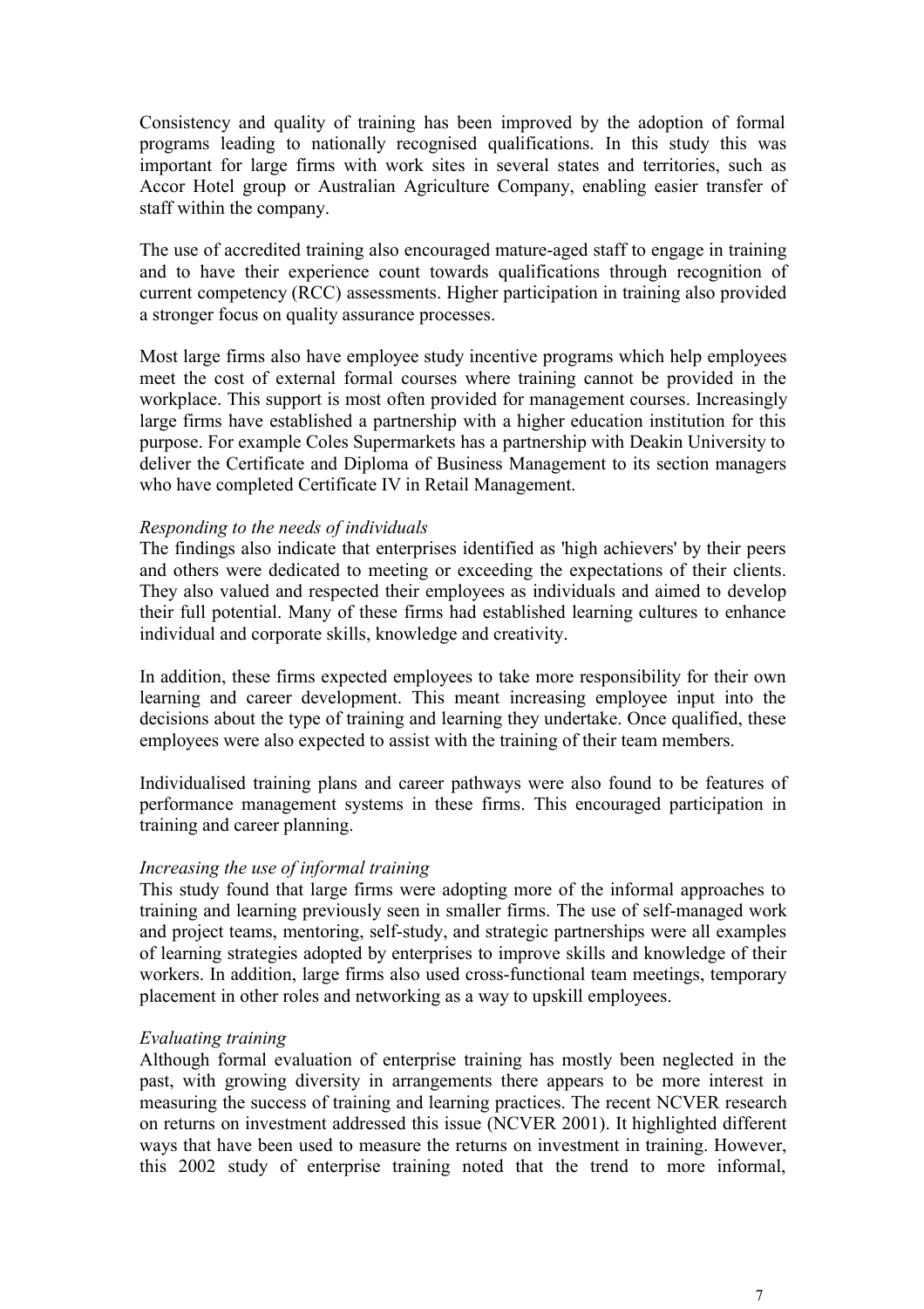Consistency and quality of training has been improved by the adoption of formal programs leading to nationally recognised qualifications. In this study this was important for large firms with work sites in several states and territories, such as Accor Hotel group or Australian Agriculture Company, enabling easier transfer of staff within the company.

The use of accredited training also encouraged mature-aged staff to engage in training and to have their experience count towards qualifications through recognition of current competency (RCC) assessments. Higher participation in training also provided a stronger focus on quality assurance processes.

Most large firms also have employee study incentive programs which help employees meet the cost of external formal courses where training cannot be provided in the workplace. This support is most often provided for management courses. Increasingly large firms have established a partnership with a higher education institution for this purpose. For example Coles Supermarkets has a partnership with Deakin University to deliver the Certificate and Diploma of Business Management to its section managers who have completed Certificate IV in Retail Management.

*Responding to the needs of individuals*

The findings also indicate that enterprises identified as 'high achievers' by their peers and others were dedicated to meeting or exceeding the expectations of their clients. They also valued and respected their employees as individuals and aimed to develop their full potential. Many of these firms had established learning cultures to enhance individual and corporate skills, knowledge and creativity.

In addition, these firms expected employees to take more responsibility for their own learning and career development. This meant increasing employee input into the decisions about the type of training and learning they undertake. Once qualified, these employees were also expected to assist with the training of their team members.

Individualised training plans and career pathways were also found to be features of performance management systems in these firms. This encouraged participation in training and career planning.

*Increasing the use of informal training*

This study found that large firms were adopting more of the informal approaches to training and learning previously seen in smaller firms. The use of self-managed work and project teams, mentoring, self-study, and strategic partnerships were all examples of learning strategies adopted by enterprises to improve skills and knowledge of their workers. In addition, large firms also used cross-functional team meetings, temporary placement in other roles and networking as a way to upskill employees.

*Evaluating training*

Although formal evaluation of enterprise training has mostly been neglected in the past, with growing diversity in arrangements there appears to be more interest in measuring the success of training and learning practices. The recent NCVER research on returns on investment addressed this issue (NCVER 2001). It highlighted different ways that have been used to measure the returns on investment in training. However, this 2002 study of enterprise training noted that the trend to more informal,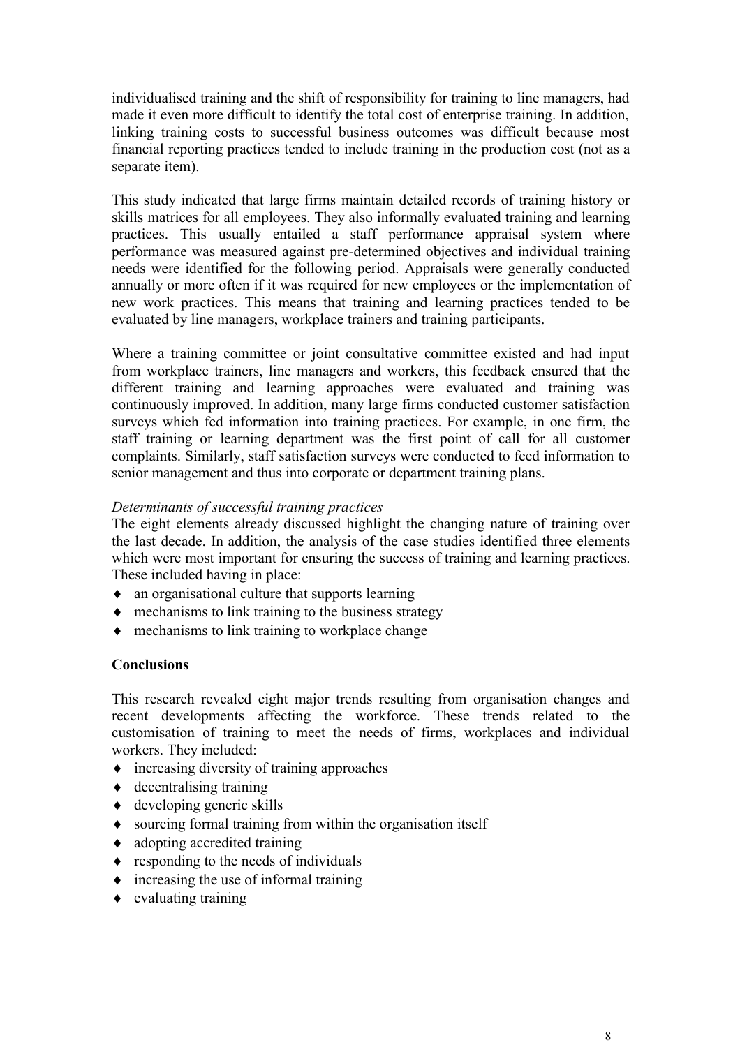individualised training and the shift of responsibility for training to line managers, had made it even more difficult to identify the total cost of enterprise training. In addition, linking training costs to successful business outcomes was difficult because most financial reporting practices tended to include training in the production cost (not as a separate item).

This study indicated that large firms maintain detailed records of training history or skills matrices for all employees. They also informally evaluated training and learning practices. This usually entailed a staff performance appraisal system where performance was measured against pre-determined objectives and individual training needs were identified for the following period. Appraisals were generally conducted annually or more often if it was required for new employees or the implementation of new work practices. This means that training and learning practices tended to be evaluated by line managers, workplace trainers and training participants.

Where a training committee or joint consultative committee existed and had input from workplace trainers, line managers and workers, this feedback ensured that the different training and learning approaches were evaluated and training was continuously improved. In addition, many large firms conducted customer satisfaction surveys which fed information into training practices. For example, in one firm, the staff training or learning department was the first point of call for all customer complaints. Similarly, staff satisfaction surveys were conducted to feed information to senior management and thus into corporate or department training plans.

*Determinants of successful training practices*

The eight elements already discussed highlight the changing nature of training over the last decade. In addition, the analysis of the case studies identified three elements which were most important for ensuring the success of training and learning practices. These included having in place:

- an organisational culture that supports learning
- mechanisms to link training to the business strategy
- mechanisms to link training to workplace change

**Conclusions**

This research revealed eight major trends resulting from organisation changes and recent developments affecting the workforce. These trends related to the customisation of training to meet the needs of firms, workplaces and individual workers. They included:

- increasing diversity of training approaches
- decentralising training
- developing generic skills
- sourcing formal training from within the organisation itself
- adopting accredited training
- responding to the needs of individuals
- increasing the use of informal training
- evaluating training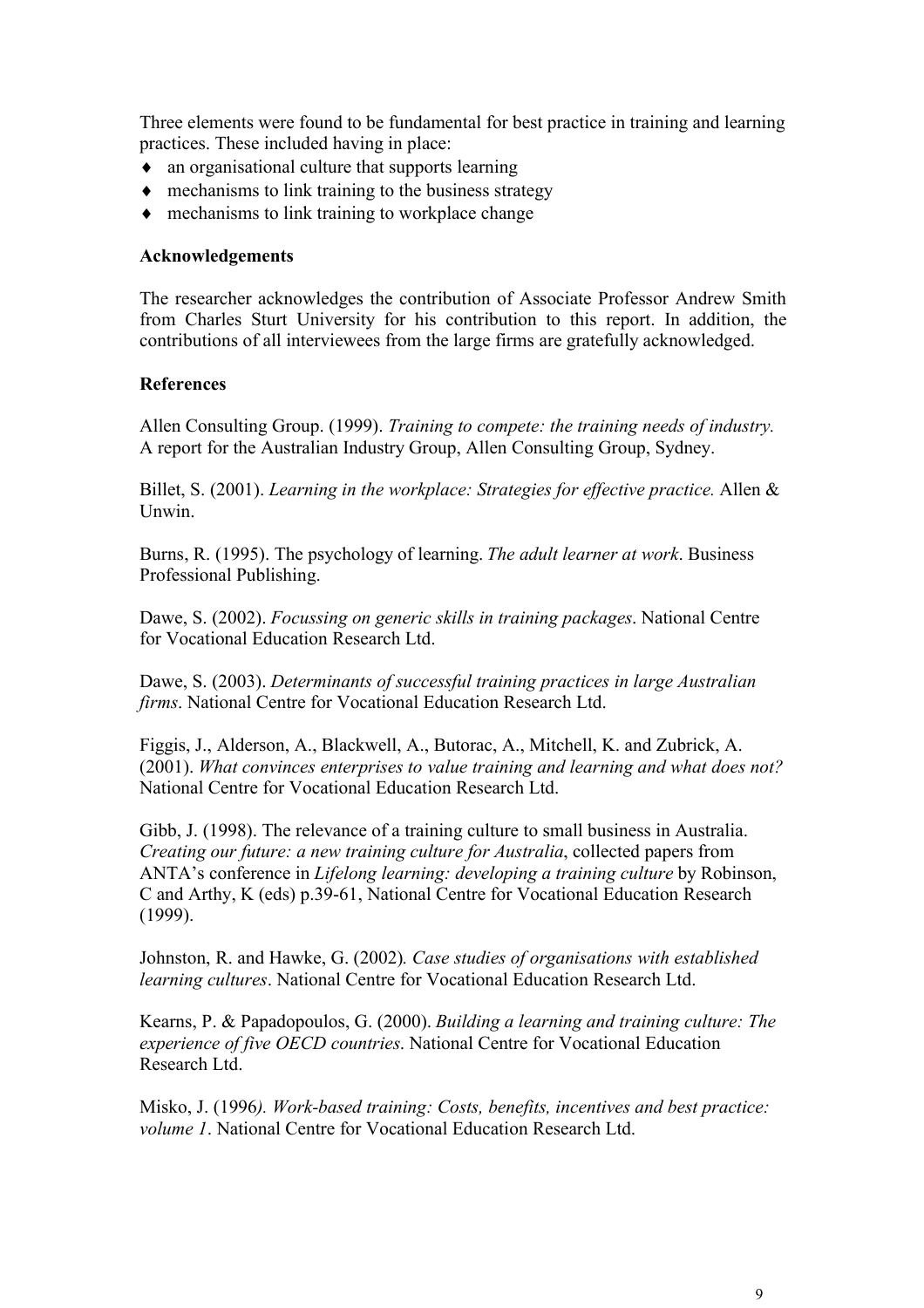Three elements were found to be fundamental for best practice in training and learning practices. These included having in place:

- an organisational culture that supports learning
- mechanisms to link training to the business strategy
- mechanisms to link training to workplace change

**Acknowledgements**

The researcher acknowledges the contribution of Associate Professor Andrew Smith from Charles Sturt University for his contribution to this report. In addition, the contributions of all interviewees from the large firms are gratefully acknowledged.

**References**

Allen Consulting Group. (1999). *Training to compete: the training needs of industry.* A report for the Australian Industry Group, Allen Consulting Group, Sydney.

Billet, S. (2001). *Learning in the workplace: Strategies for effective practice.* Allen & Unwin.

Burns, R. (1995). The psychology of learning. *The adult learner at work*. Business Professional Publishing.

Dawe, S. (2002). *Focussing on generic skills in training packages*. National Centre for Vocational Education Research Ltd.

Dawe, S. (2003). *Determinants of successful training practices in large Australian firms*. National Centre for Vocational Education Research Ltd.

Figgis, J., Alderson, A., Blackwell, A., Butorac, A., Mitchell, K. and Zubrick, A. (2001). *What convinces enterprises to value training and learning and what does not?* National Centre for Vocational Education Research Ltd.

Gibb, J. (1998). The relevance of a training culture to small business in Australia. *Creating our future: a new training culture for Australia*, collected papers from ANTA's conference in *Lifelong learning: developing a training culture* by Robinson, C and Arthy, K (eds) p.39-61, National Centre for Vocational Education Research (1999).

Johnston, R. and Hawke, G. (2002). *Case studies of organisations with established learning cultures*. National Centre for Vocational Education Research Ltd.

Kearns, P. & Papadopoulos, G. (2000). *Building a learning and training culture: The experience of five OECD countries*. National Centre for Vocational Education Research Ltd.

Misko, J. (1996). *Work-based training: Costs, benefits, incentives and best practice: volume 1*. National Centre for Vocational Education Research Ltd.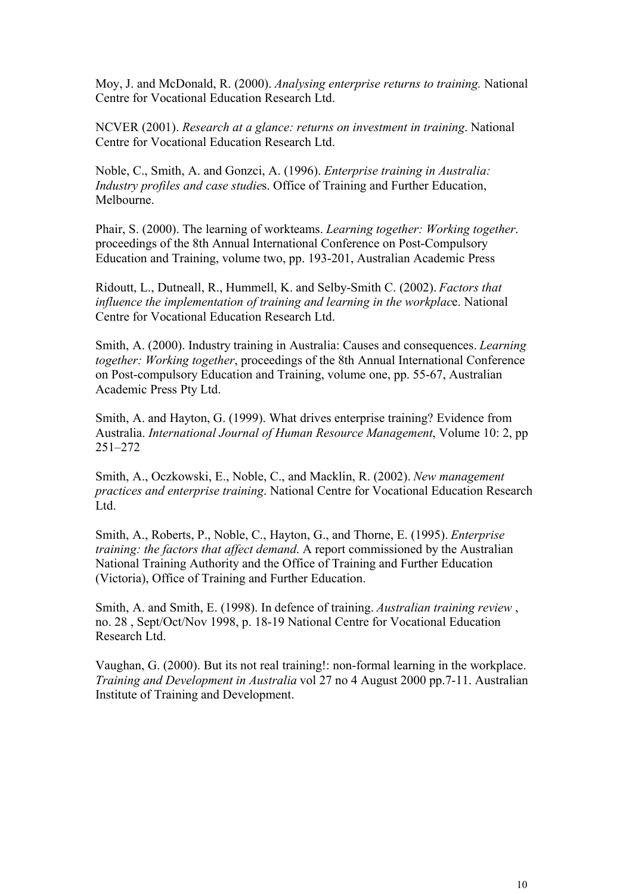Moy, J. and McDonald, R. (2000). *Analysing enterprise returns to training.* National Centre for Vocational Education Research Ltd.

NCVER (2001). *Research at a glance: returns on investment in training*. National Centre for Vocational Education Research Ltd.

Noble, C., Smith, A. and Gonzci, A. (1996). *Enterprise training in Australia: Industry profiles and case studie*s. Office of Training and Further Education, Melbourne.

Phair, S. (2000). The learning of workteams. *Learning together: Working together*. proceedings of the 8th Annual International Conference on Post-Compulsory Education and Training, volume two, pp. 193-201, Australian Academic Press

Ridoutt, L., Dutneall, R., Hummell, K. and Selby-Smith C. (2002). *Factors that influence the implementation of training and learning in the workplac*e. National Centre for Vocational Education Research Ltd.

Smith, A. (2000). Industry training in Australia: Causes and consequences. *Learning together: Working together*, proceedings of the 8th Annual International Conference on Post-compulsory Education and Training, volume one, pp. 55-67, Australian Academic Press Pty Ltd.

Smith, A. and Hayton, G. (1999). What drives enterprise training? Evidence from Australia. *International Journal of Human Resource Management*, Volume 10: 2, pp 251–272

Smith, A., Oczkowski, E., Noble, C., and Macklin, R. (2002). *New management practices and enterprise training*. National Centre for Vocational Education Research Ltd.

Smith, A., Roberts, P., Noble, C., Hayton, G., and Thorne, E. (1995). *Enterprise training: the factors that affect demand*. A report commissioned by the Australian National Training Authority and the Office of Training and Further Education (Victoria), Office of Training and Further Education.

Smith, A. and Smith, E. (1998). In defence of training. *Australian training review* , no. 28 , Sept/Oct/Nov 1998, p. 18-19 National Centre for Vocational Education Research Ltd.

Vaughan, G. (2000). But its not real training!: non-formal learning in the workplace. *Training and Development in Australia* vol 27 no 4 August 2000 pp.7-11. Australian Institute of Training and Development.